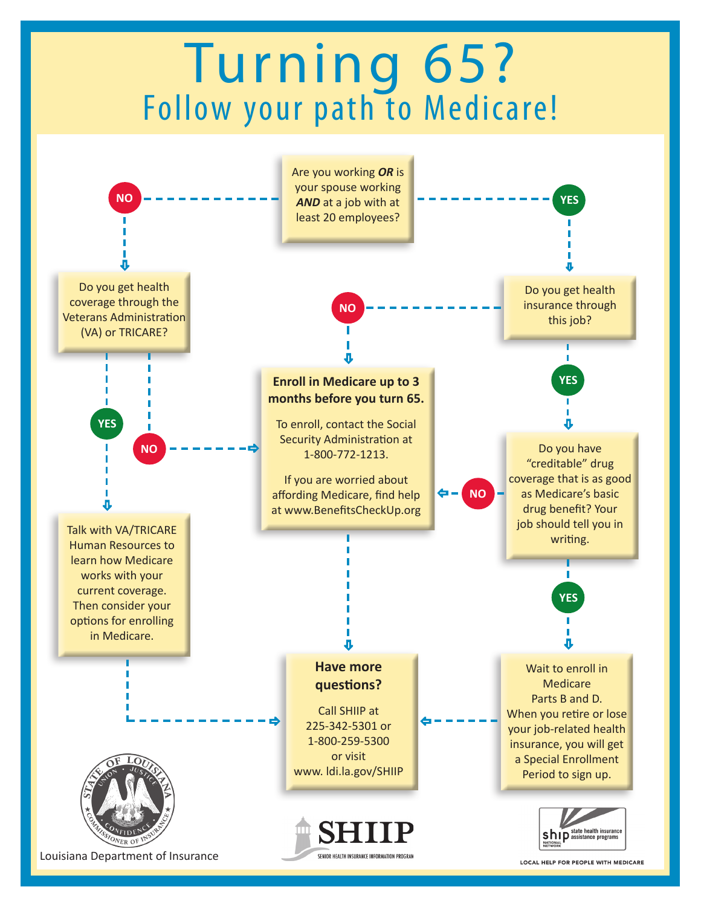# Turning 65?

## Follow your path to Medicare!

Are you working ***OR*** is your spouse working ***AND*** at a job with at least 20 employees?

- **NO** → Do you get health coverage through the Veterans Administration (VA) or TRICARE?
  - **YES** → Talk with VA/TRICARE Human Resources to learn how Medicare works with your current coverage. Then consider your options for enrolling in Medicare. → Have more questions?
  - **NO** → Enroll in Medicare up to 3 months before you turn 65.
- **YES** → Do you get health insurance through this job?
  - **NO** → Enroll in Medicare up to 3 months before you turn 65.
  - **YES** → Do you have "creditable" drug coverage that is as good as Medicare's basic drug benefit? Your job should tell you in writing.
    - **NO** → Enroll in Medicare up to 3 months before you turn 65.
    - **YES** → Wait to enroll in Medicare Parts B and D. When you retire or lose your job-related health insurance, you will get a Special Enrollment Period to sign up. → Have more questions?

**Enroll in Medicare up to 3 months before you turn 65.**

To enroll, contact the Social Security Administration at 1-800-772-1213.

If you are worried about affording Medicare, find help at www.BenefitsCheckUp.org

→ Have more questions?

**Have more questions?**

Call SHIIP at 225-342-5301 or 1-800-259-5300 or visit www. ldi.la.gov/SHIIP

Louisiana Department of Insurance

SHIIP
SENIOR HEALTH INSURANCE INFORMATION PROGRAM

ship state health insurance assistance programs
NATIONAL NETWORK

LOCAL HELP FOR PEOPLE WITH MEDICARE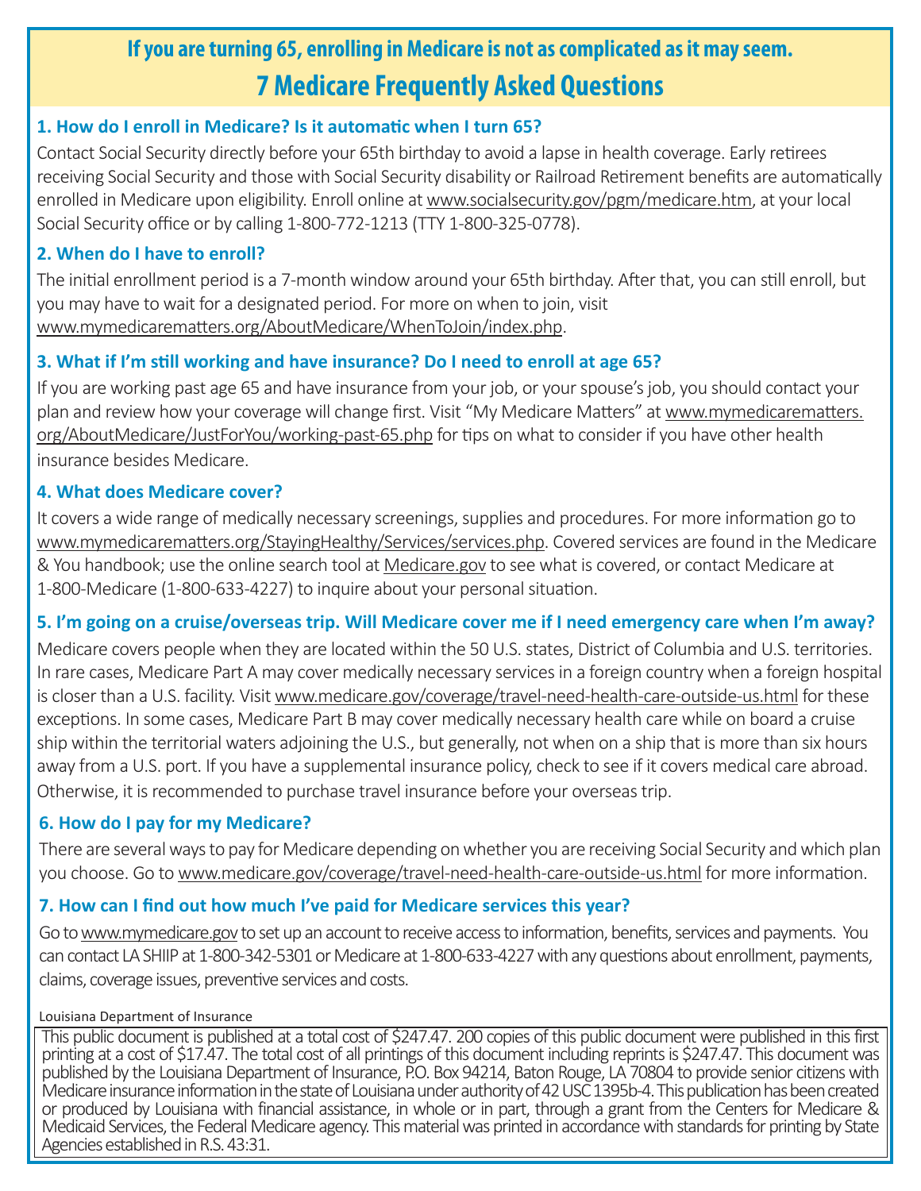## If you are turning 65, enrolling in Medicare is not as complicated as it may seem.

# 7 Medicare Frequently Asked Questions

### 1. How do I enroll in Medicare? Is it automatic when I turn 65?

Contact Social Security directly before your 65th birthday to avoid a lapse in health coverage. Early retirees receiving Social Security and those with Social Security disability or Railroad Retirement benefits are automatically enrolled in Medicare upon eligibility. Enroll online at www.socialsecurity.gov/pgm/medicare.htm, at your local Social Security office or by calling 1-800-772-1213 (TTY 1-800-325-0778).

### 2. When do I have to enroll?

The initial enrollment period is a 7-month window around your 65th birthday. After that, you can still enroll, but you may have to wait for a designated period. For more on when to join, visit www.mymedicarematters.org/AboutMedicare/WhenToJoin/index.php.

### 3. What if I'm still working and have insurance? Do I need to enroll at age 65?

If you are working past age 65 and have insurance from your job, or your spouse's job, you should contact your plan and review how your coverage will change first. Visit "My Medicare Matters" at www.mymedicarematters.org/AboutMedicare/JustForYou/working-past-65.php for tips on what to consider if you have other health insurance besides Medicare.

### 4. What does Medicare cover?

It covers a wide range of medically necessary screenings, supplies and procedures. For more information go to www.mymedicarematters.org/StayingHealthy/Services/services.php. Covered services are found in the Medicare & You handbook; use the online search tool at Medicare.gov to see what is covered, or contact Medicare at 1-800-Medicare (1-800-633-4227) to inquire about your personal situation.

### 5. I'm going on a cruise/overseas trip. Will Medicare cover me if I need emergency care when I'm away?

Medicare covers people when they are located within the 50 U.S. states, District of Columbia and U.S. territories. In rare cases, Medicare Part A may cover medically necessary services in a foreign country when a foreign hospital is closer than a U.S. facility. Visit www.medicare.gov/coverage/travel-need-health-care-outside-us.html for these exceptions. In some cases, Medicare Part B may cover medically necessary health care while on board a cruise ship within the territorial waters adjoining the U.S., but generally, not when on a ship that is more than six hours away from a U.S. port. If you have a supplemental insurance policy, check to see if it covers medical care abroad. Otherwise, it is recommended to purchase travel insurance before your overseas trip.

### 6. How do I pay for my Medicare?

There are several ways to pay for Medicare depending on whether you are receiving Social Security and which plan you choose. Go to www.medicare.gov/coverage/travel-need-health-care-outside-us.html for more information.

### 7. How can I find out how much I've paid for Medicare services this year?

Go to www.mymedicare.gov to set up an account to receive access to information, benefits, services and payments. You can contact LA SHIIP at 1-800-342-5301 or Medicare at 1-800-633-4227 with any questions about enrollment, payments, claims, coverage issues, preventive services and costs.

Louisiana Department of Insurance

This public document is published at a total cost of $247.47. 200 copies of this public document were published in this first printing at a cost of $17.47. The total cost of all printings of this document including reprints is $247.47. This document was published by the Louisiana Department of Insurance, P.O. Box 94214, Baton Rouge, LA 70804 to provide senior citizens with Medicare insurance information in the state of Louisiana under authority of 42 USC 1395b-4. This publication has been created or produced by Louisiana with financial assistance, in whole or in part, through a grant from the Centers for Medicare & Medicaid Services, the Federal Medicare agency. This material was printed in accordance with standards for printing by State Agencies established in R.S. 43:31.